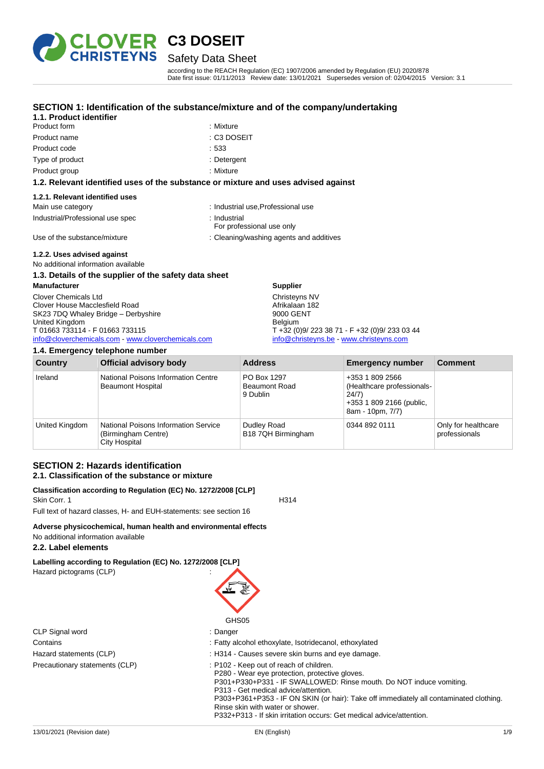# C3 DOSEIT

## Safety Data Sheet

according to the REACH Regulation (EC) 1907/2006 amended by Regulation (EU) 2020/878
Date first issue: 01/11/2013 Review date: 13/01/2021 Supersedes version of: 02/04/2015 Version: 3.1

## SECTION 1: Identification of the substance/mixture and of the company/undertaking

### 1.1. Product identifier

Product form : Mixture
Product name : C3 DOSEIT
Product code : 533
Type of product : Detergent
Product group : Mixture

### 1.2. Relevant identified uses of the substance or mixture and uses advised against

#### 1.2.1. Relevant identified uses

Main use category : Industrial use,Professional use
Industrial/Professional use spec : Industrial
For professional use only
Use of the substance/mixture : Cleaning/washing agents and additives

#### 1.2.2. Uses advised against

No additional information available

### 1.3. Details of the supplier of the safety data sheet

**Manufacturer**
Clover Chemicals Ltd
Clover House Macclesfield Road
SK23 7DQ Whaley Bridge – Derbyshire
United Kingdom
T 01663 733114 - F 01663 733115
info@cloverchemicals.com - www.cloverchemicals.com

**Supplier**
Christeyns NV
Afrikalaan 182
9000 GENT
Belgium
T +32 (0)9/ 223 38 71 - F +32 (0)9/ 233 03 44
info@christeyns.be - www.christeyns.com

### 1.4. Emergency telephone number

| Country | Official advisory body | Address | Emergency number | Comment |
|---|---|---|---|---|
| Ireland | National Poisons Information Centre Beaumont Hospital | PO Box 1297 Beaumont Road 9 Dublin | +353 1 809 2566 (Healthcare professionals- 24/7) +353 1 809 2166 (public, 8am - 10pm, 7/7) | |
| United Kingdom | National Poisons Information Service (Birmingham Centre) City Hospital | Dudley Road B18 7QH Birmingham | 0344 892 0111 | Only for healthcare professionals |

## SECTION 2: Hazards identification

### 2.1. Classification of the substance or mixture

**Classification according to Regulation (EC) No. 1272/2008 [CLP]**

Skin Corr. 1 H314

Full text of hazard classes, H- and EUH-statements: see section 16

**Adverse physicochemical, human health and environmental effects**

No additional information available

### 2.2. Label elements

**Labelling according to Regulation (EC) No. 1272/2008 [CLP]**

Hazard pictograms (CLP) :

GHS05

CLP Signal word : Danger
Contains : Fatty alcohol ethoxylate, Isotridecanol, ethoxylated
Hazard statements (CLP) : H314 - Causes severe skin burns and eye damage.
Precautionary statements (CLP) : P102 - Keep out of reach of children.
P280 - Wear eye protection, protective gloves.
P301+P330+P331 - IF SWALLOWED: Rinse mouth. Do NOT induce vomiting.
P313 - Get medical advice/attention.
P303+P361+P353 - IF ON SKIN (or hair): Take off immediately all contaminated clothing. Rinse skin with water or shower.
P332+P313 - If skin irritation occurs: Get medical advice/attention.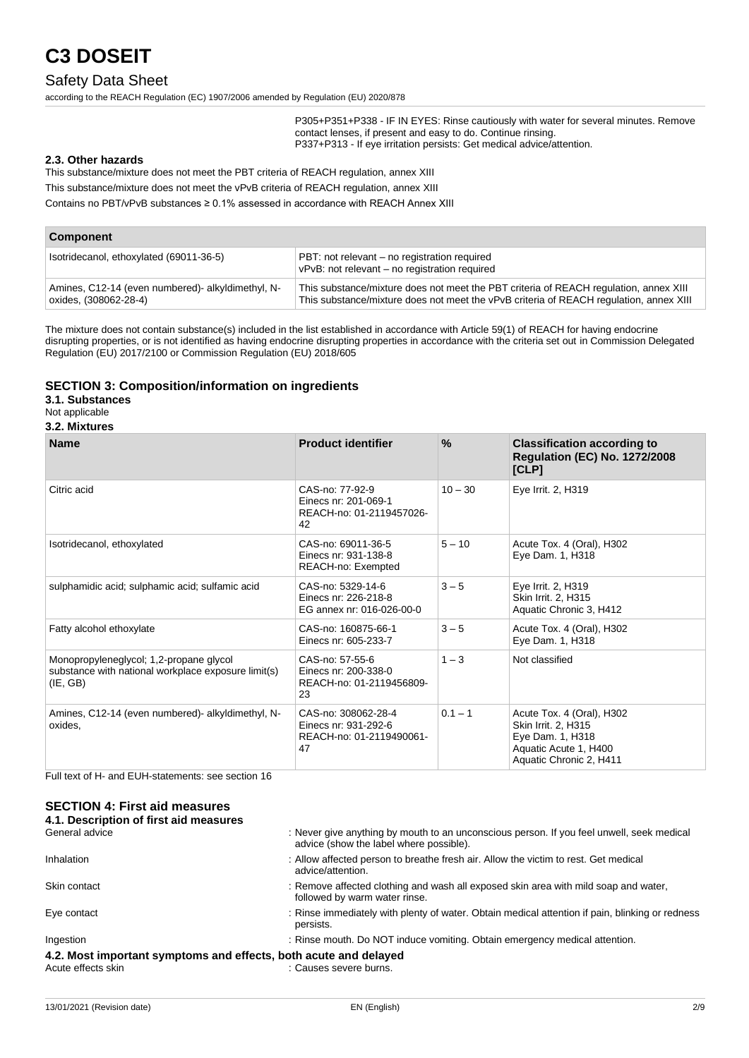P305+P351+P338 - IF IN EYES: Rinse cautiously with water for several minutes. Remove contact lenses, if present and easy to do. Continue rinsing.
P337+P313 - If eye irritation persists: Get medical advice/attention.

### 2.3. Other hazards

This substance/mixture does not meet the PBT criteria of REACH regulation, annex XIII

This substance/mixture does not meet the vPvB criteria of REACH regulation, annex XIII

Contains no PBT/vPvB substances ≥ 0.1% assessed in accordance with REACH Annex XIII

| Component | |
|---|---|
| Isotridecanol, ethoxylated (69011-36-5) | PBT: not relevant – no registration required<br>vPvB: not relevant – no registration required |
| Amines, C12-14 (even numbered)- alkyldimethyl, N-oxides, (308062-28-4) | This substance/mixture does not meet the PBT criteria of REACH regulation, annex XIII<br>This substance/mixture does not meet the vPvB criteria of REACH regulation, annex XIII |

The mixture does not contain substance(s) included in the list established in accordance with Article 59(1) of REACH for having endocrine disrupting properties, or is not identified as having endocrine disrupting properties in accordance with the criteria set out in Commission Delegated Regulation (EU) 2017/2100 or Commission Regulation (EU) 2018/605

## SECTION 3: Composition/information on ingredients

### 3.1. Substances

Not applicable

### 3.2. Mixtures

| Name | Product identifier | % | Classification according to Regulation (EC) No. 1272/2008 [CLP] |
|---|---|---|---|
| Citric acid | CAS-no: 77-92-9<br>Einecs nr: 201-069-1<br>REACH-no: 01-2119457026-42 | 10 – 30 | Eye Irrit. 2, H319 |
| Isotridecanol, ethoxylated | CAS-no: 69011-36-5<br>Einecs nr: 931-138-8<br>REACH-no: Exempted | 5 – 10 | Acute Tox. 4 (Oral), H302<br>Eye Dam. 1, H318 |
| sulphamidic acid; sulphamic acid; sulfamic acid | CAS-no: 5329-14-6<br>Einecs nr: 226-218-8<br>EG annex nr: 016-026-00-0 | 3 – 5 | Eye Irrit. 2, H319<br>Skin Irrit. 2, H315<br>Aquatic Chronic 3, H412 |
| Fatty alcohol ethoxylate | CAS-no: 160875-66-1<br>Einecs nr: 605-233-7 | 3 – 5 | Acute Tox. 4 (Oral), H302<br>Eye Dam. 1, H318 |
| Monopropyleneglycol; 1,2-propane glycol substance with national workplace exposure limit(s) (IE, GB) | CAS-no: 57-55-6<br>Einecs nr: 200-338-0<br>REACH-no: 01-2119456809-23 | 1 – 3 | Not classified |
| Amines, C12-14 (even numbered)- alkyldimethyl, N-oxides, | CAS-no: 308062-28-4<br>Einecs nr: 931-292-6<br>REACH-no: 01-2119490061-47 | 0.1 – 1 | Acute Tox. 4 (Oral), H302<br>Skin Irrit. 2, H315<br>Eye Dam. 1, H318<br>Aquatic Acute 1, H400<br>Aquatic Chronic 2, H411 |

Full text of H- and EUH-statements: see section 16

## SECTION 4: First aid measures

### 4.1. Description of first aid measures

General advice : Never give anything by mouth to an unconscious person. If you feel unwell, seek medical advice (show the label where possible).

Inhalation : Allow affected person to breathe fresh air. Allow the victim to rest. Get medical advice/attention.

Skin contact : Remove affected clothing and wash all exposed skin area with mild soap and water, followed by warm water rinse.

Eye contact : Rinse immediately with plenty of water. Obtain medical attention if pain, blinking or redness persists.

Ingestion : Rinse mouth. Do NOT induce vomiting. Obtain emergency medical attention.

### 4.2. Most important symptoms and effects, both acute and delayed

Acute effects skin : Causes severe burns.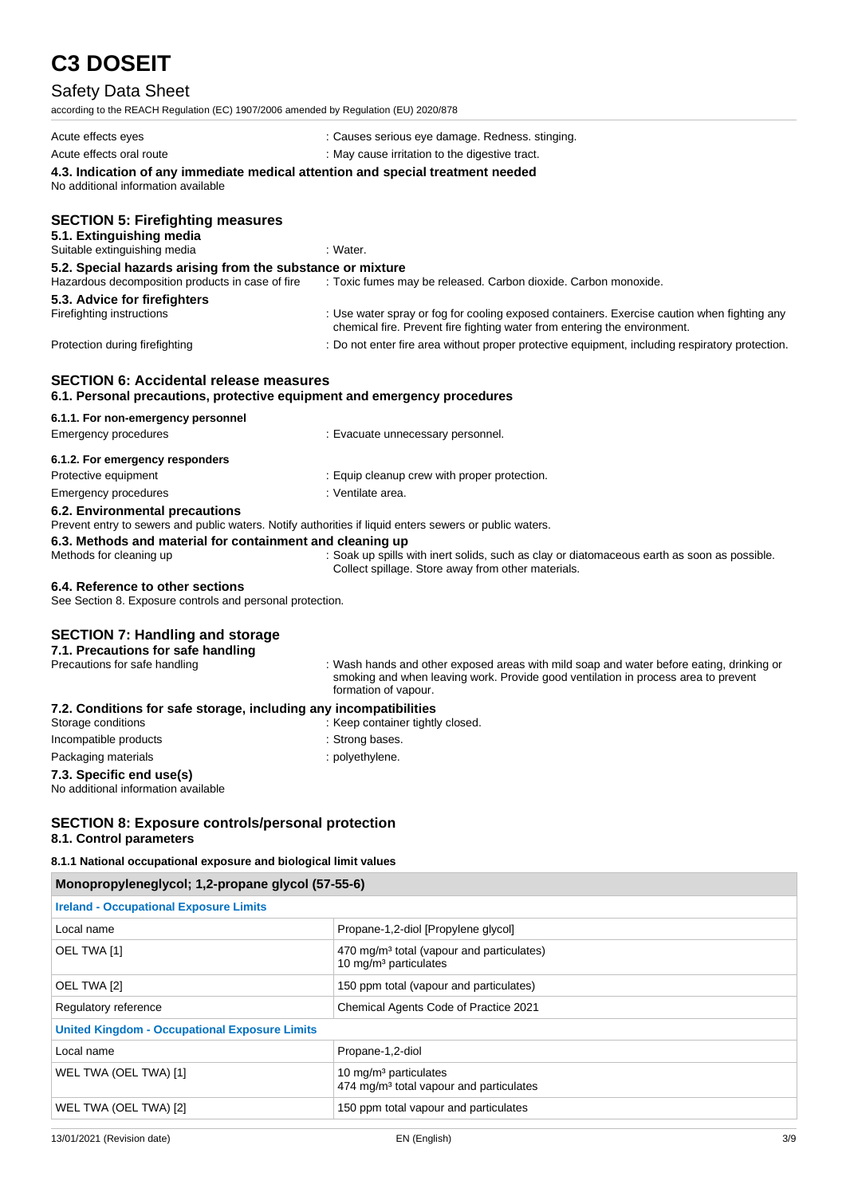Acute effects eyes : Causes serious eye damage. Redness. stinging.

Acute effects oral route : May cause irritation to the digestive tract.

### 4.3. Indication of any immediate medical attention and special treatment needed

No additional information available

## SECTION 5: Firefighting measures

### 5.1. Extinguishing media

Suitable extinguishing media : Water.

### 5.2. Special hazards arising from the substance or mixture

Hazardous decomposition products in case of fire : Toxic fumes may be released. Carbon dioxide. Carbon monoxide.

### 5.3. Advice for firefighters

Firefighting instructions : Use water spray or fog for cooling exposed containers. Exercise caution when fighting any chemical fire. Prevent fire fighting water from entering the environment.

Protection during firefighting : Do not enter fire area without proper protective equipment, including respiratory protection.

## SECTION 6: Accidental release measures

### 6.1. Personal precautions, protective equipment and emergency procedures

#### 6.1.1. For non-emergency personnel

Emergency procedures : Evacuate unnecessary personnel.

#### 6.1.2. For emergency responders

Protective equipment : Equip cleanup crew with proper protection.

Emergency procedures : Ventilate area.

### 6.2. Environmental precautions

Prevent entry to sewers and public waters. Notify authorities if liquid enters sewers or public waters.

### 6.3. Methods and material for containment and cleaning up

Methods for cleaning up : Soak up spills with inert solids, such as clay or diatomaceous earth as soon as possible. Collect spillage. Store away from other materials.

### 6.4. Reference to other sections

See Section 8. Exposure controls and personal protection.

## SECTION 7: Handling and storage

### 7.1. Precautions for safe handling

Precautions for safe handling : Wash hands and other exposed areas with mild soap and water before eating, drinking or smoking and when leaving work. Provide good ventilation in process area to prevent formation of vapour.

### 7.2. Conditions for safe storage, including any incompatibilities

Storage conditions : Keep container tightly closed.

Incompatible products : Strong bases.

Packaging materials : polyethylene.

### 7.3. Specific end use(s)

No additional information available

## SECTION 8: Exposure controls/personal protection

### 8.1. Control parameters

#### 8.1.1 National occupational exposure and biological limit values

| Monopropyleneglycol; 1,2-propane glycol (57-55-6) | |
|---|---|
| **Ireland - Occupational Exposure Limits** | |
| Local name | Propane-1,2-diol [Propylene glycol] |
| OEL TWA [1] | 470 mg/m³ total (vapour and particulates)<br>10 mg/m³ particulates |
| OEL TWA [2] | 150 ppm total (vapour and particulates) |
| Regulatory reference | Chemical Agents Code of Practice 2021 |
| **United Kingdom - Occupational Exposure Limits** | |
| Local name | Propane-1,2-diol |
| WEL TWA (OEL TWA) [1] | 10 mg/m³ particulates<br>474 mg/m³ total vapour and particulates |
| WEL TWA (OEL TWA) [2] | 150 ppm total vapour and particulates |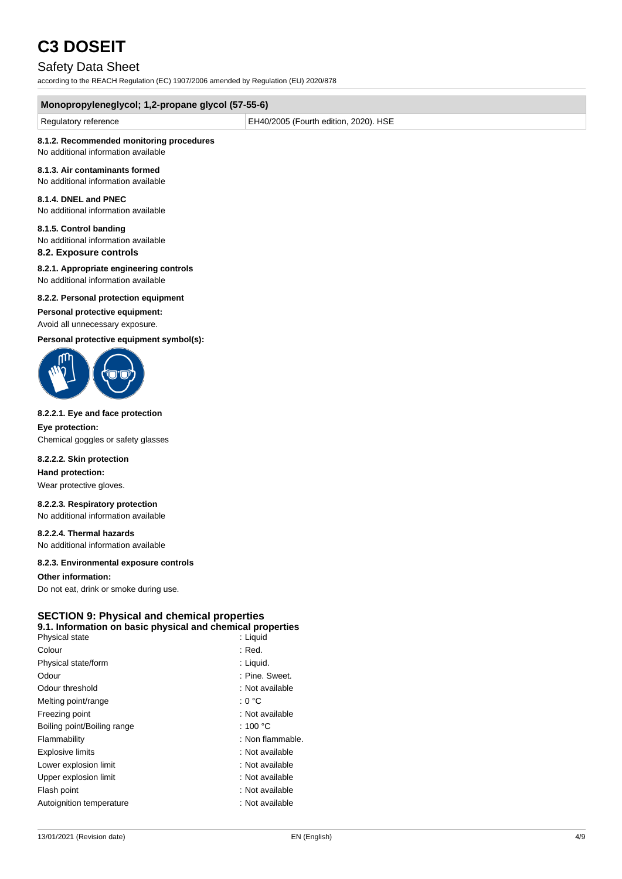| Monopropyleneglycol; 1,2-propane glycol (57-55-6) | |
|---|---|
| Regulatory reference | EH40/2005 (Fourth edition, 2020). HSE |

#### 8.1.2. Recommended monitoring procedures

No additional information available

#### 8.1.3. Air contaminants formed

No additional information available

#### 8.1.4. DNEL and PNEC

No additional information available

#### 8.1.5. Control banding

No additional information available

### 8.2. Exposure controls

#### 8.2.1. Appropriate engineering controls

No additional information available

#### 8.2.2. Personal protection equipment

**Personal protective equipment:**

Avoid all unnecessary exposure.

**Personal protective equipment symbol(s):**

#### 8.2.2.1. Eye and face protection

**Eye protection:**

Chemical goggles or safety glasses

#### 8.2.2.2. Skin protection

**Hand protection:**

Wear protective gloves.

#### 8.2.2.3. Respiratory protection

No additional information available

#### 8.2.2.4. Thermal hazards

No additional information available

#### 8.2.3. Environmental exposure controls

**Other information:**

Do not eat, drink or smoke during use.

## SECTION 9: Physical and chemical properties

### 9.1. Information on basic physical and chemical properties

| | |
|---|---|
| Physical state | : Liquid |
| Colour | : Red. |
| Physical state/form | : Liquid. |
| Odour | : Pine. Sweet. |
| Odour threshold | : Not available |
| Melting point/range | : 0 °C |
| Freezing point | : Not available |
| Boiling point/Boiling range | : 100 °C |
| Flammability | : Non flammable. |
| Explosive limits | : Not available |
| Lower explosion limit | : Not available |
| Upper explosion limit | : Not available |
| Flash point | : Not available |
| Autoignition temperature | : Not available |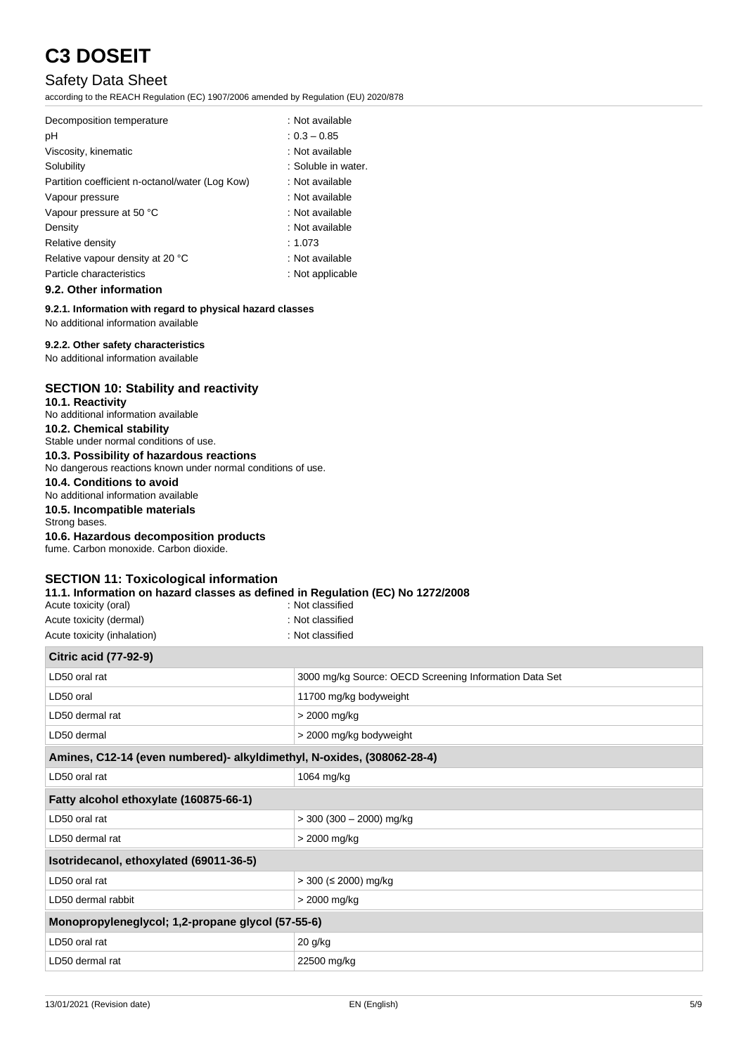| | |
|---|---|
| Decomposition temperature | : Not available |
| pH | : 0.3 – 0.85 |
| Viscosity, kinematic | : Not available |
| Solubility | : Soluble in water. |
| Partition coefficient n-octanol/water (Log Kow) | : Not available |
| Vapour pressure | : Not available |
| Vapour pressure at 50 °C | : Not available |
| Density | : Not available |
| Relative density | : 1.073 |
| Relative vapour density at 20 °C | : Not available |
| Particle characteristics | : Not applicable |

### 9.2. Other information

**9.2.1. Information with regard to physical hazard classes**

No additional information available

**9.2.2. Other safety characteristics**

No additional information available

## SECTION 10: Stability and reactivity

**10.1. Reactivity**

No additional information available

**10.2. Chemical stability**

Stable under normal conditions of use.

**10.3. Possibility of hazardous reactions**

No dangerous reactions known under normal conditions of use.

**10.4. Conditions to avoid**

No additional information available

**10.5. Incompatible materials**

Strong bases.

**10.6. Hazardous decomposition products**

fume. Carbon monoxide. Carbon dioxide.

## SECTION 11: Toxicological information

**11.1. Information on hazard classes as defined in Regulation (EC) No 1272/2008**

| | |
|---|---|
| Acute toxicity (oral) | : Not classified |
| Acute toxicity (dermal) | : Not classified |
| Acute toxicity (inhalation) | : Not classified |

| **Citric acid (77-92-9)** | |
|---|---|
| LD50 oral rat | 3000 mg/kg Source: OECD Screening Information Data Set |
| LD50 oral | 11700 mg/kg bodyweight |
| LD50 dermal rat | > 2000 mg/kg |
| LD50 dermal | > 2000 mg/kg bodyweight |
| **Amines, C12-14 (even numbered)- alkyldimethyl, N-oxides, (308062-28-4)** | |
| LD50 oral rat | 1064 mg/kg |
| **Fatty alcohol ethoxylate (160875-66-1)** | |
| LD50 oral rat | > 300 (300 – 2000) mg/kg |
| LD50 dermal rat | > 2000 mg/kg |
| **Isotridecanol, ethoxylated (69011-36-5)** | |
| LD50 oral rat | > 300 (≤ 2000) mg/kg |
| LD50 dermal rabbit | > 2000 mg/kg |
| **Monopropyleneglycol; 1,2-propane glycol (57-55-6)** | |
| LD50 oral rat | 20 g/kg |
| LD50 dermal rat | 22500 mg/kg |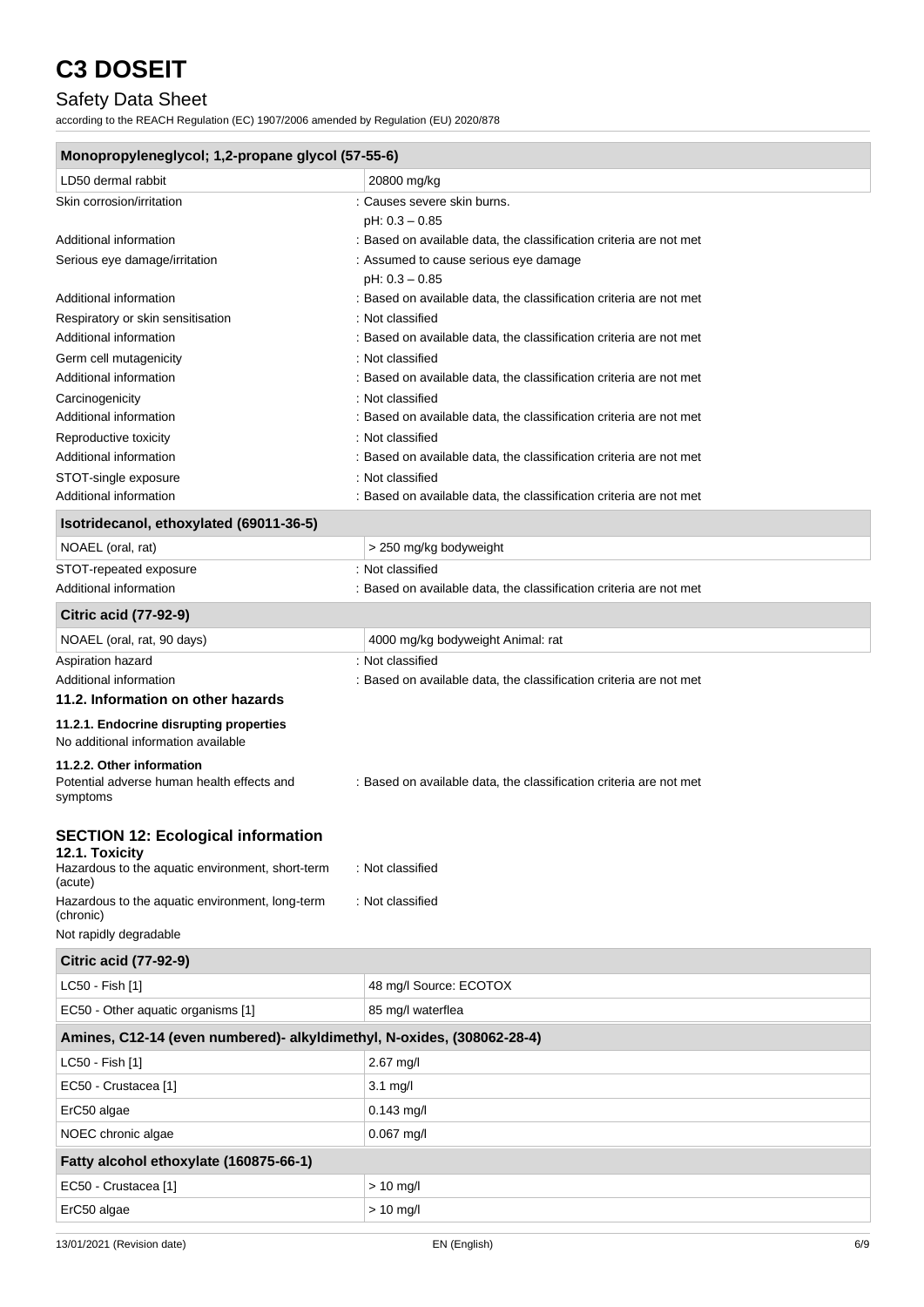| Monopropyleneglycol; 1,2-propane glycol (57-55-6) | |
|---|---|
| LD50 dermal rabbit | 20800 mg/kg |

Skin corrosion/irritation : Causes severe skin burns.
pH: 0.3 – 0.85

Additional information : Based on available data, the classification criteria are not met

Serious eye damage/irritation : Assumed to cause serious eye damage
pH: 0.3 – 0.85

Additional information : Based on available data, the classification criteria are not met

Respiratory or skin sensitisation : Not classified

Additional information : Based on available data, the classification criteria are not met

Germ cell mutagenicity : Not classified

Additional information : Based on available data, the classification criteria are not met

Carcinogenicity : Not classified

Additional information : Based on available data, the classification criteria are not met

Reproductive toxicity : Not classified

Additional information : Based on available data, the classification criteria are not met

STOT-single exposure : Not classified

Additional information : Based on available data, the classification criteria are not met

| Isotridecanol, ethoxylated (69011-36-5) | |
|---|---|
| NOAEL (oral, rat) | > 250 mg/kg bodyweight |

STOT-repeated exposure : Not classified

Additional information : Based on available data, the classification criteria are not met

| Citric acid (77-92-9) | |
|---|---|
| NOAEL (oral, rat, 90 days) | 4000 mg/kg bodyweight Animal: rat |

Aspiration hazard : Not classified

Additional information : Based on available data, the classification criteria are not met

### 11.2. Information on other hazards

#### 11.2.1. Endocrine disrupting properties

No additional information available

#### 11.2.2. Other information

Potential adverse human health effects and symptoms : Based on available data, the classification criteria are not met

## SECTION 12: Ecological information

### 12.1. Toxicity

Hazardous to the aquatic environment, short-term (acute) : Not classified

Hazardous to the aquatic environment, long-term (chronic) : Not classified

Not rapidly degradable

| Citric acid (77-92-9) | |
|---|---|
| LC50 - Fish [1] | 48 mg/l Source: ECOTOX |
| EC50 - Other aquatic organisms [1] | 85 mg/l waterflea |

| Amines, C12-14 (even numbered)- alkyldimethyl, N-oxides, (308062-28-4) | |
|---|---|
| LC50 - Fish [1] | 2.67 mg/l |
| EC50 - Crustacea [1] | 3.1 mg/l |
| ErC50 algae | 0.143 mg/l |
| NOEC chronic algae | 0.067 mg/l |

| Fatty alcohol ethoxylate (160875-66-1) | |
|---|---|
| EC50 - Crustacea [1] | > 10 mg/l |
| ErC50 algae | > 10 mg/l |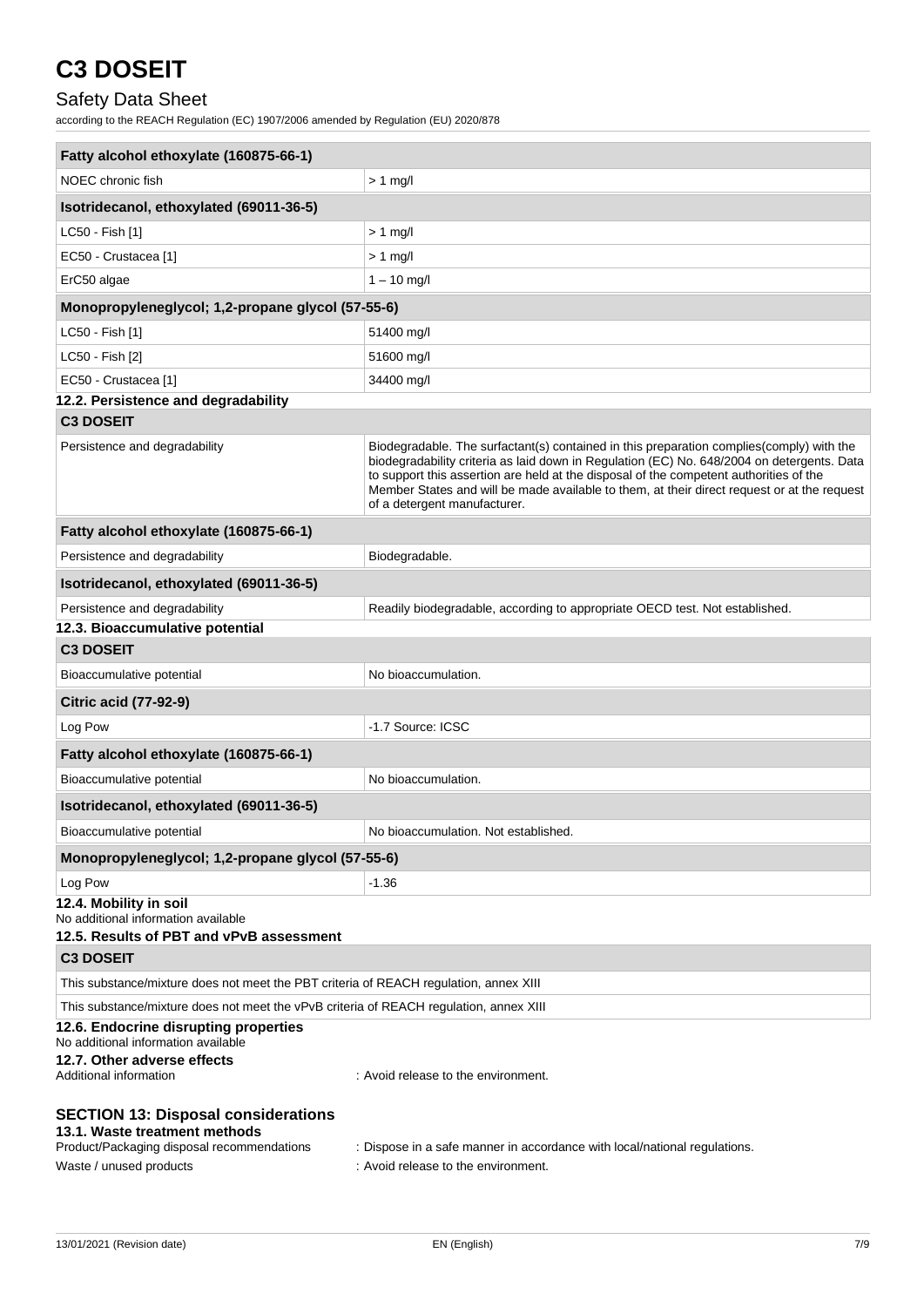| Fatty alcohol ethoxylate (160875-66-1) | |
|---|---|
| NOEC chronic fish | > 1 mg/l |

| Isotridecanol, ethoxylated (69011-36-5) | |
|---|---|
| LC50 - Fish [1] | > 1 mg/l |
| EC50 - Crustacea [1] | > 1 mg/l |
| ErC50 algae | 1 – 10 mg/l |

| Monopropyleneglycol; 1,2-propane glycol (57-55-6) | |
|---|---|
| LC50 - Fish [1] | 51400 mg/l |
| LC50 - Fish [2] | 51600 mg/l |
| EC50 - Crustacea [1] | 34400 mg/l |

### 12.2. Persistence and degradability

| C3 DOSEIT | |
|---|---|
| Persistence and degradability | Biodegradable. The surfactant(s) contained in this preparation complies(comply) with the biodegradability criteria as laid down in Regulation (EC) No. 648/2004 on detergents. Data to support this assertion are held at the disposal of the competent authorities of the Member States and will be made available to them, at their direct request or at the request of a detergent manufacturer. |

| Fatty alcohol ethoxylate (160875-66-1) | |
|---|---|
| Persistence and degradability | Biodegradable. |

| Isotridecanol, ethoxylated (69011-36-5) | |
|---|---|
| Persistence and degradability | Readily biodegradable, according to appropriate OECD test. Not established. |

### 12.3. Bioaccumulative potential

| C3 DOSEIT | |
|---|---|
| Bioaccumulative potential | No bioaccumulation. |

| Citric acid (77-92-9) | |
|---|---|
| Log Pow | -1.7 Source: ICSC |

| Fatty alcohol ethoxylate (160875-66-1) | |
|---|---|
| Bioaccumulative potential | No bioaccumulation. |

| Isotridecanol, ethoxylated (69011-36-5) | |
|---|---|
| Bioaccumulative potential | No bioaccumulation. Not established. |

| Monopropyleneglycol; 1,2-propane glycol (57-55-6) | |
|---|---|
| Log Pow | -1.36 |

### 12.4. Mobility in soil

No additional information available

### 12.5. Results of PBT and vPvB assessment

| C3 DOSEIT |
|---|
| This substance/mixture does not meet the PBT criteria of REACH regulation, annex XIII |
| This substance/mixture does not meet the vPvB criteria of REACH regulation, annex XIII |

### 12.6. Endocrine disrupting properties

No additional information available

### 12.7. Other adverse effects

Additional information : Avoid release to the environment.

## SECTION 13: Disposal considerations

### 13.1. Waste treatment methods

Product/Packaging disposal recommendations : Dispose in a safe manner in accordance with local/national regulations.

Waste / unused products : Avoid release to the environment.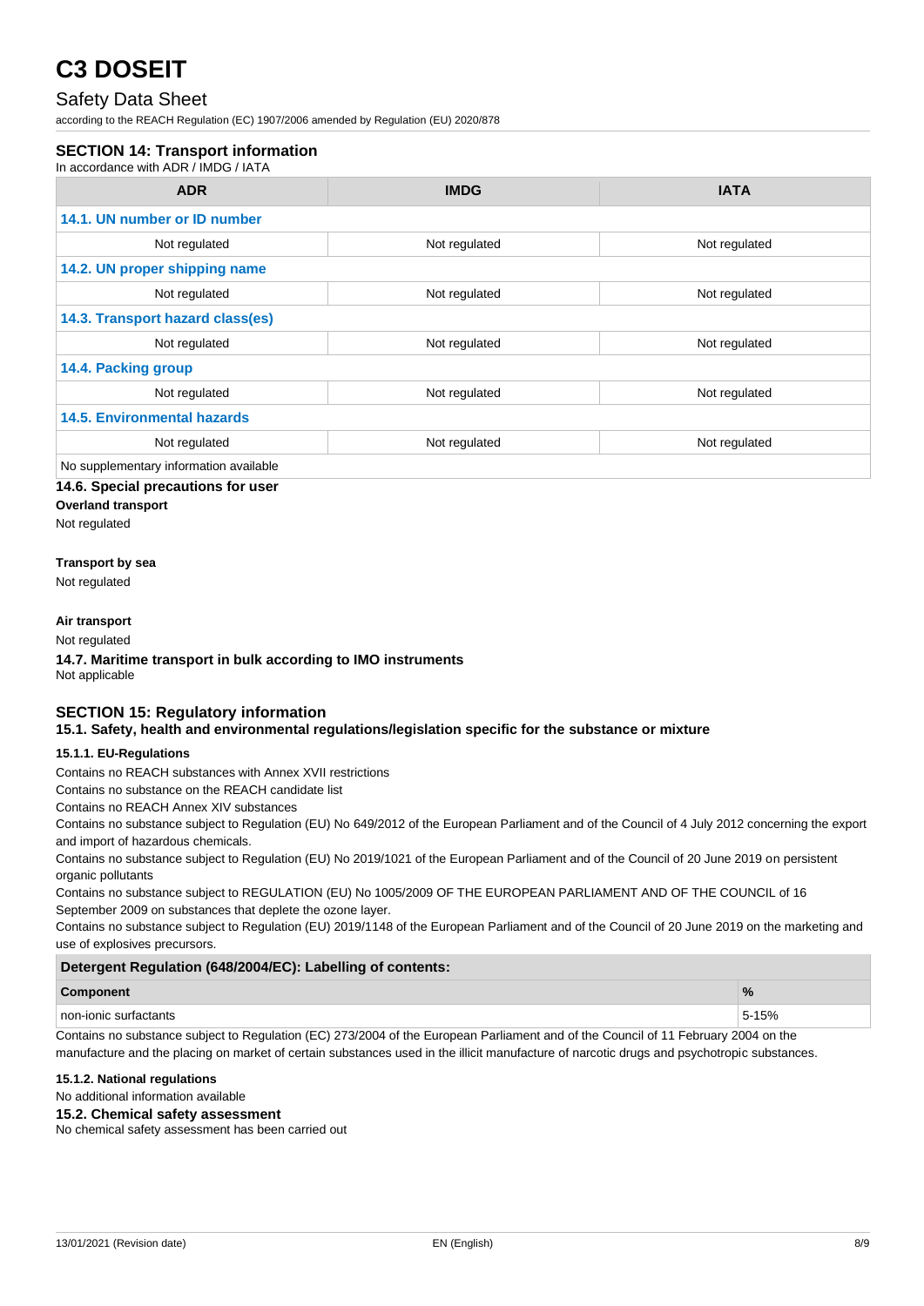# C3 DOSEIT

## Safety Data Sheet

according to the REACH Regulation (EC) 1907/2006 amended by Regulation (EU) 2020/878

### SECTION 14: Transport information

In accordance with ADR / IMDG / IATA

| ADR | IMDG | IATA |
|---|---|---|
| **14.1. UN number or ID number** | | |
| Not regulated | Not regulated | Not regulated |
| **14.2. UN proper shipping name** | | |
| Not regulated | Not regulated | Not regulated |
| **14.3. Transport hazard class(es)** | | |
| Not regulated | Not regulated | Not regulated |
| **14.4. Packing group** | | |
| Not regulated | Not regulated | Not regulated |
| **14.5. Environmental hazards** | | |
| Not regulated | Not regulated | Not regulated |
| No supplementary information available | | |

#### 14.6. Special precautions for user

**Overland transport**

Not regulated

**Transport by sea**

Not regulated

**Air transport**

Not regulated

#### 14.7. Maritime transport in bulk according to IMO instruments

Not applicable

### SECTION 15: Regulatory information

#### 15.1. Safety, health and environmental regulations/legislation specific for the substance or mixture

##### 15.1.1. EU-Regulations

Contains no REACH substances with Annex XVII restrictions

Contains no substance on the REACH candidate list

Contains no REACH Annex XIV substances

Contains no substance subject to Regulation (EU) No 649/2012 of the European Parliament and of the Council of 4 July 2012 concerning the export and import of hazardous chemicals.

Contains no substance subject to Regulation (EU) No 2019/1021 of the European Parliament and of the Council of 20 June 2019 on persistent organic pollutants

Contains no substance subject to REGULATION (EU) No 1005/2009 OF THE EUROPEAN PARLIAMENT AND OF THE COUNCIL of 16 September 2009 on substances that deplete the ozone layer.

Contains no substance subject to Regulation (EU) 2019/1148 of the European Parliament and of the Council of 20 June 2019 on the marketing and use of explosives precursors.

| **Detergent Regulation (648/2004/EC): Labelling of contents:** | |
|---|---|
| **Component** | **%** |
| non-ionic surfactants | 5-15% |

Contains no substance subject to Regulation (EC) 273/2004 of the European Parliament and of the Council of 11 February 2004 on the manufacture and the placing on market of certain substances used in the illicit manufacture of narcotic drugs and psychotropic substances.

##### 15.1.2. National regulations

No additional information available

#### 15.2. Chemical safety assessment

No chemical safety assessment has been carried out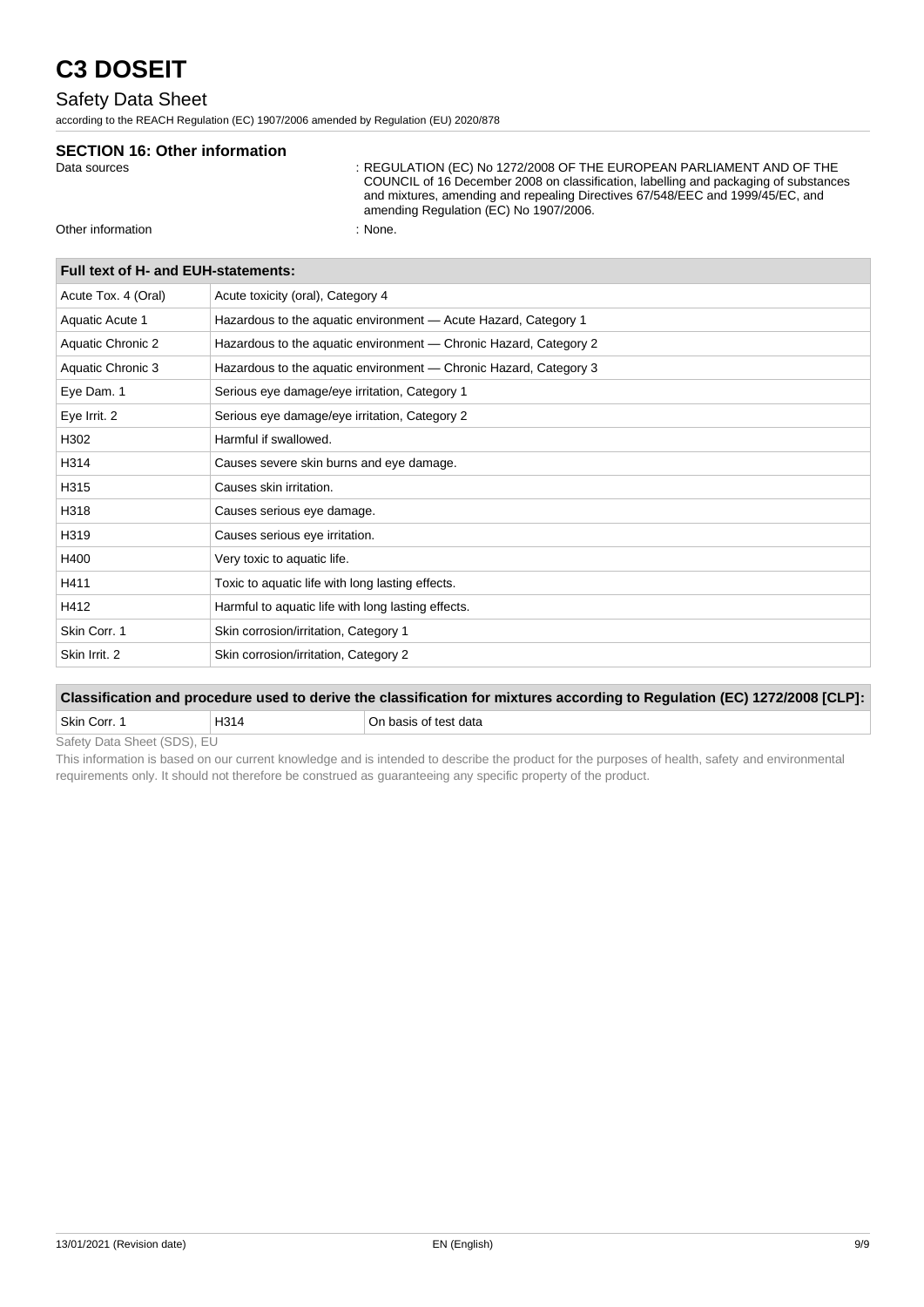# C3 DOSEIT

## Safety Data Sheet

according to the REACH Regulation (EC) 1907/2006 amended by Regulation (EU) 2020/878

### SECTION 16: Other information

Data sources : REGULATION (EC) No 1272/2008 OF THE EUROPEAN PARLIAMENT AND OF THE COUNCIL of 16 December 2008 on classification, labelling and packaging of substances and mixtures, amending and repealing Directives 67/548/EEC and 1999/45/EC, and amending Regulation (EC) No 1907/2006.

Other information : None.

| Full text of H- and EUH-statements: | |
|---|---|
| Acute Tox. 4 (Oral) | Acute toxicity (oral), Category 4 |
| Aquatic Acute 1 | Hazardous to the aquatic environment — Acute Hazard, Category 1 |
| Aquatic Chronic 2 | Hazardous to the aquatic environment — Chronic Hazard, Category 2 |
| Aquatic Chronic 3 | Hazardous to the aquatic environment — Chronic Hazard, Category 3 |
| Eye Dam. 1 | Serious eye damage/eye irritation, Category 1 |
| Eye Irrit. 2 | Serious eye damage/eye irritation, Category 2 |
| H302 | Harmful if swallowed. |
| H314 | Causes severe skin burns and eye damage. |
| H315 | Causes skin irritation. |
| H318 | Causes serious eye damage. |
| H319 | Causes serious eye irritation. |
| H400 | Very toxic to aquatic life. |
| H411 | Toxic to aquatic life with long lasting effects. |
| H412 | Harmful to aquatic life with long lasting effects. |
| Skin Corr. 1 | Skin corrosion/irritation, Category 1 |
| Skin Irrit. 2 | Skin corrosion/irritation, Category 2 |

| Classification and procedure used to derive the classification for mixtures according to Regulation (EC) 1272/2008 [CLP]: | | |
|---|---|---|
| Skin Corr. 1 | H314 | On basis of test data |

Safety Data Sheet (SDS), EU

This information is based on our current knowledge and is intended to describe the product for the purposes of health, safety and environmental requirements only. It should not therefore be construed as guaranteeing any specific property of the product.